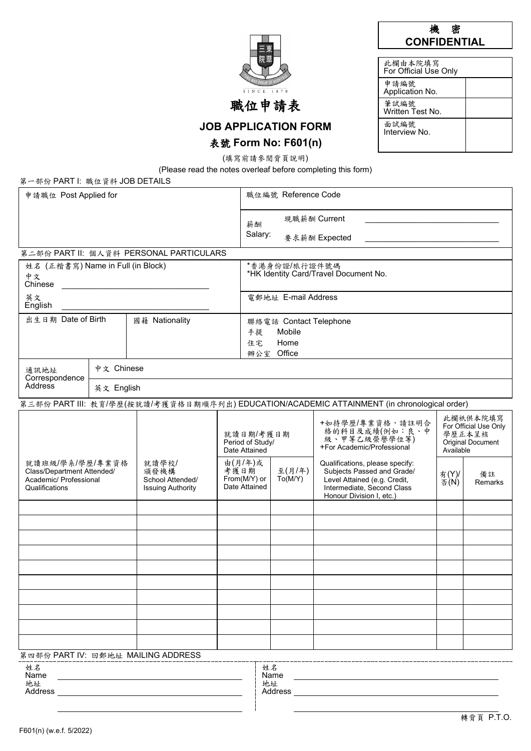**機 密**
**CONFIDENTIAL**

| 此欄由本院填寫 For Official Use Only | |
|---|---|
| 申請編號 Application No. | |
| 筆試編號 Written Test No. | |
| 面試編號 Interview No. | |

# 職位申請表

## JOB APPLICATION FORM

### 表號 Form No: F601(n)

(填寫前請參閱背頁說明)
(Please read the notes overleaf before completing this form)

第一部份 PART I: 職位資料 JOB DETAILS

| 申請職位 Post Applied for | 職位編號 Reference Code |
|---|---|
| | 薪酬 Salary: 現職薪酬 Current ______________ |
| | 要求薪酬 Expected ______________ |

第二部份 PART II: 個人資料 PERSONAL PARTICULARS

| 姓名 (正楷書寫) Name in Full (in Block) | | *香港身份證/旅行證件號碼 *HK Identity Card/Travel Document No. |
|---|---|---|
| 中文 Chinese ______________ | | |
| 英文 English ______________ | | 電郵地址 E-mail Address |
| 出生日期 Date of Birth | 國籍 Nationality | 聯絡電話 Contact Telephone<br>手提 Mobile<br>住宅 Home<br>辦公室 Office |

| 通訊地址 Correspondence Address | 中文 Chinese |
|---|---|
| | 英文 English |

第三部份 PART III: 教育/學歷(按就讀/考獲資格日期順序列出) EDUCATION/ACADEMIC ATTAINMENT (in chronological order)

| 就讀班級/學系/學歷/專業資格 Class/Department Attended/ Academic/ Professional Qualifications | 就讀學校/ 頒發機構 School Attended/ Issuing Authority | 就讀日期/考獲日期 Period of Study/ Date Attained | | +如持學歷/專業資格，請註明合格的科目及成績(例如：良、中級、甲等乙級榮譽學位等) +For Academic/Professional Qualifications, please specify: Subjects Passed and Grade/ Level Attained (e.g. Credit, Intermediate, Second Class Honour Division I, etc.) | 此欄祇供本院填寫 For Official Use Only 學歷正本呈核 Original Document Available | |
|---|---|---|---|---|---|---|
| | | 由(月/年)或 考獲日期 From(M/Y) or Date Attained | 至(月/年) To(M/Y) | | 有(Y)/ 否(N) | 備註 Remarks |
| | | | | | | |
| | | | | | | |
| | | | | | | |
| | | | | | | |
| | | | | | | |
| | | | | | | |
| | | | | | | |
| | | | | | | |
| | | | | | | |
| | | | | | | |

第四部份 PART IV: 回郵地址 MAILING ADDRESS

| | |
|---|---|
| 姓名 Name ______________ | 姓名 Name ______________ |
| 地址 Address ______________ | 地址 Address ______________ |
| ______________ | ______________ |

轉背頁 P.T.O.

F601(n) (w.e.f. 5/2022)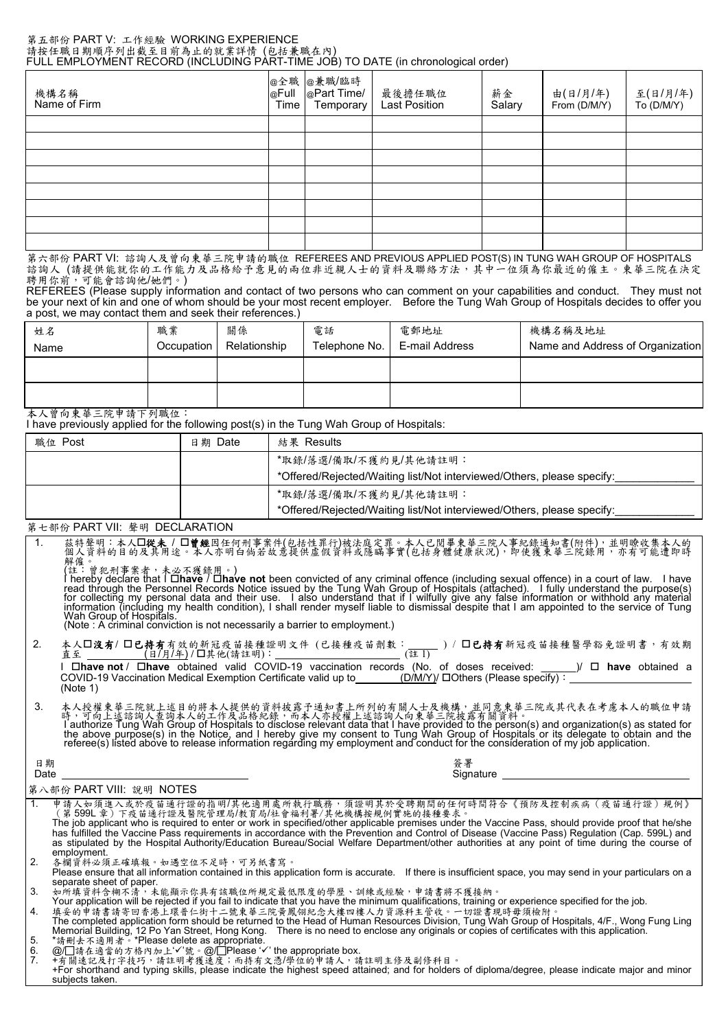第五部份 PART V: 工作經驗 WORKING EXPERIENCE
請按任職日期順序列出截至目前為止的就業詳情 (包括兼職在內)
FULL EMPLOYMENT RECORD (INCLUDING PART-TIME JOB) TO DATE (in chronological order)

| 機構名稱 Name of Firm | @全職 @Full Time | @兼職/臨時 @Part Time/ Temporary | 最後擔任職位 Last Position | 薪金 Salary | 由(日/月/年) From (D/M/Y) | 至(日/月/年) To (D/M/Y) |
|---|---|---|---|---|---|---|
| | | | | | | |
| | | | | | | |
| | | | | | | |
| | | | | | | |
| | | | | | | |
| | | | | | | |
| | | | | | | |
| | | | | | | |

第六部份 PART VI: 諮詢人及曾向東華三院申請的職位 REFEREES AND PREVIOUS APPLIED POST(S) IN TUNG WAH GROUP OF HOSPITALS
諮詢人 (請提供能就你的工作能力及品格給予意見的兩位非近親人士的資料及聯絡方法，其中一位須為你最近的僱主。東華三院在決定聘用你前，可能會諮詢他/她們。)
REFEREES (Please supply information and contact of two persons who can comment on your capabilities and conduct. They must not be your next of kin and one of whom should be your most recent employer. Before the Tung Wah Group of Hospitals decides to offer you a post, we may contact them and seek their references.)

| 姓名 Name | 職業 Occupation | 關係 Relationship | 電話 Telephone No. | 電郵地址 E-mail Address | 機構名稱及地址 Name and Address of Organization |
|---|---|---|---|---|---|
| | | | | | |
| | | | | | |

本人曾向東華三院申請下列職位：
I have previously applied for the following post(s) in the Tung Wah Group of Hospitals:

| 職位 Post | 日期 Date | 結果 Results |
|---|---|---|
| | | *取錄/落選/備取/不獲約見/其他請註明：<br>*Offered/Rejected/Waiting list/Not interviewed/Others, please specify:\_\_\_\_\_\_\_\_\_\_\_\_ |
| | | *取錄/落選/備取/不獲約見/其他請註明：<br>*Offered/Rejected/Waiting list/Not interviewed/Others, please specify:\_\_\_\_\_\_\_\_\_\_\_\_ |

第七部份 PART VII: 聲明 DECLARATION

1. 茲特聲明：本人☐**從未** / ☐**曾經**因任何刑事案件(包括性罪行)被法庭定罪。本人已閱畢東華三院人事紀錄通知書(附件)，並明瞭收集本人的個人資料的目的及其用途。本人亦明白倘若故意提供虛假資料或隱瞞事實(包括身體健康狀況)，即使獲東華三院錄用，亦有可能遭即時解僱。
(註：曾犯刑事案者，未必不獲錄用。)
I hereby declare that I ☐**have** / ☐**have not** been convicted of any criminal offence (including sexual offence) in a court of law. I have read through the Personnel Records Notice issued by the Tung Wah Group of Hospitals (attached). I fully understand the purpose(s) for collecting my personal data and their use. I also understand that if I wilfully give any false information or withhold any material information (including my health condition), I shall render myself liable to dismissal despite that I am appointed to the service of Tung Wah Group of Hospitals.
(Note : A criminal conviction is not necessarily a barrier to employment.)

2. 本人☐**沒有**/ ☐**已持有**有效的新冠疫苗接種證明文件 (已接種疫苗劑數：\_\_\_\_\_\_ ) / ☐**已持有**新冠疫苗接種醫學豁免證明書，有效期直至 \_\_\_\_\_\_\_\_(日/月/年) / ☐其他(請註明)：\_\_\_\_\_\_\_\_\_\_\_\_\_\_\_\_\_\_\_\_ (註 1)
I ☐**have not** / ☐**have** obtained valid COVID-19 vaccination records (No. of doses received: \_\_\_\_\_\_)/ ☐ **have** obtained a COVID-19 Vaccination Medical Exemption Certificate valid up to\_\_\_\_\_\_\_\_(D/M/Y)/ ☐Others (Please specify)：\_\_\_\_\_\_\_\_\_\_\_\_\_\_\_\_\_\_\_\_
(Note 1)

3. 本人授權東華三院就上述目的將本人提供的資料披露予通知書上所列的有關人士及機構，並同意東華三院或其代表在考慮本人的職位申請時，可向上述諮詢人查詢本人的工作及品格紀錄，而本人亦授權上述諮詢人向東華三院披露有關資料。
I authorize Tung Wah Group of Hospitals to disclose relevant data that I have provided to the person(s) and organization(s) as stated for the above purpose(s) in the Notice, and I hereby give my consent to Tung Wah Group of Hospitals or its delegate to obtain and the referee(s) listed above to release information regarding my employment and conduct for the consideration of my job application.

日期 Date \_\_\_\_\_\_\_\_\_\_\_\_\_\_\_\_\_\_\_\_　　　　簽署 Signature \_\_\_\_\_\_\_\_\_\_\_\_\_\_\_\_\_\_\_\_

第八部份 PART VIII: 說明 NOTES

1. 申請人如須進入或於疫苗通行證的指明/其他適用處所執行職務，須證明其於受聘期間的任何時間符合《預防及控制疾病（疫苗通行證）規例》（第 599L 章）下疫苗通行證及醫院管理局/教育局/社會福利署/其他機構按規例實施的接種要求。
The job applicant who is required to enter or work in specified/other applicable premises under the Vaccine Pass, should provide proof that he/she has fulfilled the Vaccine Pass requirements in accordance with the Prevention and Control of Disease (Vaccine Pass) Regulation (Cap. 599L) and as stipulated by the Hospital Authority/Education Bureau/Social Welfare Department/other authorities at any point of time during the course of employment.
2. 各欄資料必須正確填報。如遇空位不足時，可另紙書寫。
Please ensure that all information contained in this application form is accurate. If there is insufficient space, you may send in your particulars on a separate sheet of paper.
3. 如所填資料含糊不清，未能顯示你具有該職位所規定最低限度的學歷、訓練或經驗，申請書將不獲接納。
Your application will be rejected if you fail to indicate that you have the minimum qualifications, training or experience specified for the job.
4. 填妥的申請書請寄回香港上環普仁街十二號東華三院黃鳳翎紀念大樓四樓人力資源科主管收。一切證書現時毋須檢附。
The completed application form should be returned to the Head of Human Resources Division, Tung Wah Group of Hospitals, 4/F., Wong Fung Ling Memorial Building, 12 Po Yan Street, Hong Kong. There is no need to enclose any originals or copies of certificates with this application.
5. *請刪去不適用者。*Please delete as appropriate.
6. @/☐請在適當的方格內加上'✓'號。@/☐Please '✓' the appropriate box.
7. +有關速記及打字技巧，請註明考獲速度；而持有文憑/學位的申請人，請註明主修及副修科目。
+For shorthand and typing skills, please indicate the highest speed attained; and for holders of diploma/degree, please indicate major and minor subjects taken.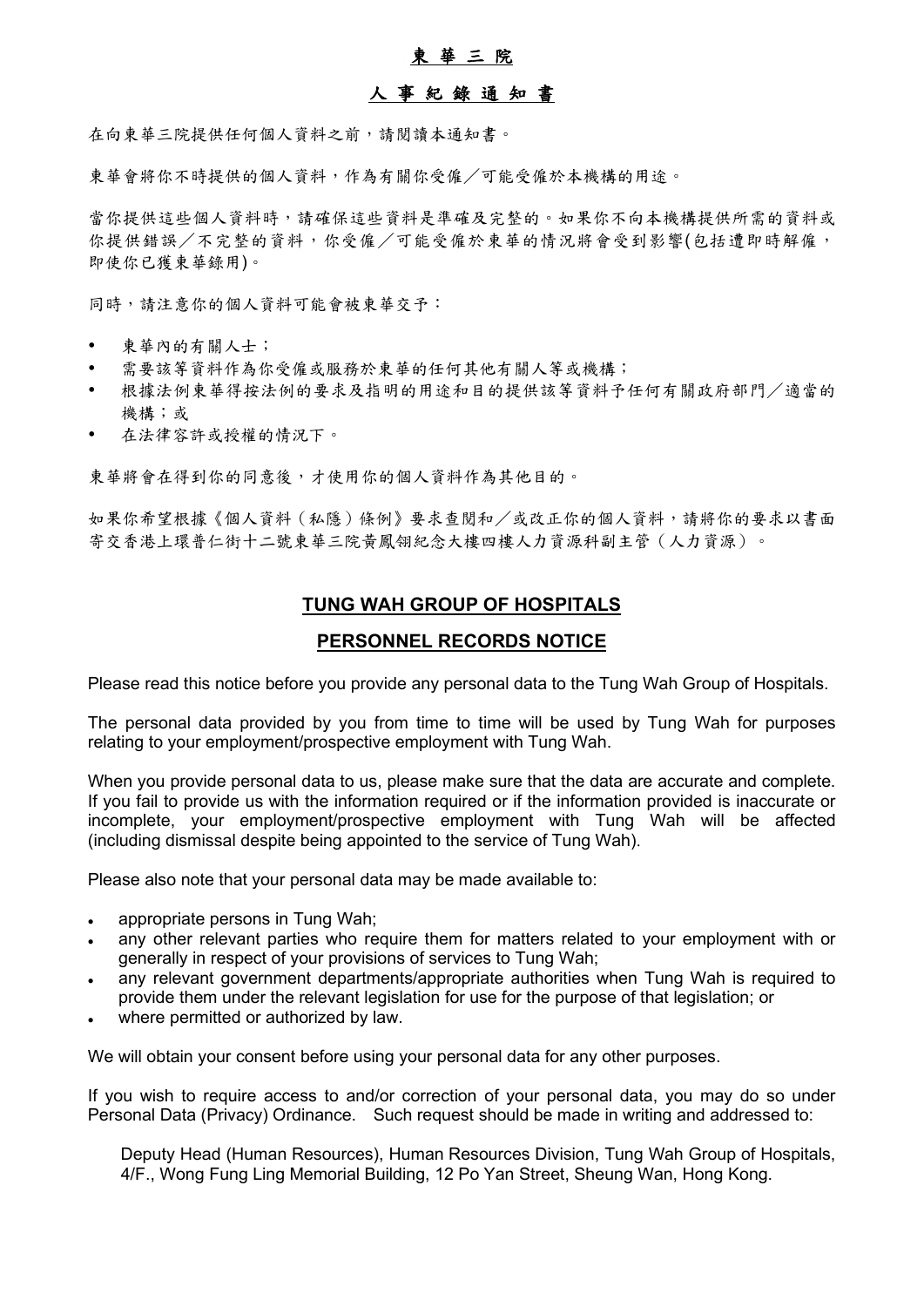# 東華三院

## 人事紀錄通知書

在向東華三院提供任何個人資料之前，請閱讀本通知書。

東華會將你不時提供的個人資料，作為有關你受僱／可能受僱於本機構的用途。

當你提供這些個人資料時，請確保這些資料是準確及完整的。如果你不向本機構提供所需的資料或你提供錯誤／不完整的資料，你受僱／可能受僱於東華的情況將會受到影響(包括遭即時解僱，即使你已獲東華錄用)。

同時，請注意你的個人資料可能會被東華交予：

- 東華內的有關人士；
- 需要該等資料作為你受僱或服務於東華的任何其他有關人等或機構；
- 根據法例東華得按法例的要求及指明的用途和目的提供該等資料予任何有關政府部門／適當的機構；或
- 在法律容許或授權的情況下。

東華將會在得到你的同意後，才使用你的個人資料作為其他目的。

如果你希望根據《個人資料（私隱）條例》要求查閱和／或改正你的個人資料，請將你的要求以書面寄交香港上環普仁街十二號東華三院黃鳳翎紀念大樓四樓人力資源科副主管（人力資源）。

# TUNG WAH GROUP OF HOSPITALS

## PERSONNEL RECORDS NOTICE

Please read this notice before you provide any personal data to the Tung Wah Group of Hospitals.

The personal data provided by you from time to time will be used by Tung Wah for purposes relating to your employment/prospective employment with Tung Wah.

When you provide personal data to us, please make sure that the data are accurate and complete. If you fail to provide us with the information required or if the information provided is inaccurate or incomplete, your employment/prospective employment with Tung Wah will be affected (including dismissal despite being appointed to the service of Tung Wah).

Please also note that your personal data may be made available to:

- appropriate persons in Tung Wah;
- any other relevant parties who require them for matters related to your employment with or generally in respect of your provisions of services to Tung Wah;
- any relevant government departments/appropriate authorities when Tung Wah is required to provide them under the relevant legislation for use for the purpose of that legislation; or
- where permitted or authorized by law.

We will obtain your consent before using your personal data for any other purposes.

If you wish to require access to and/or correction of your personal data, you may do so under Personal Data (Privacy) Ordinance. Such request should be made in writing and addressed to:

Deputy Head (Human Resources), Human Resources Division, Tung Wah Group of Hospitals, 4/F., Wong Fung Ling Memorial Building, 12 Po Yan Street, Sheung Wan, Hong Kong.